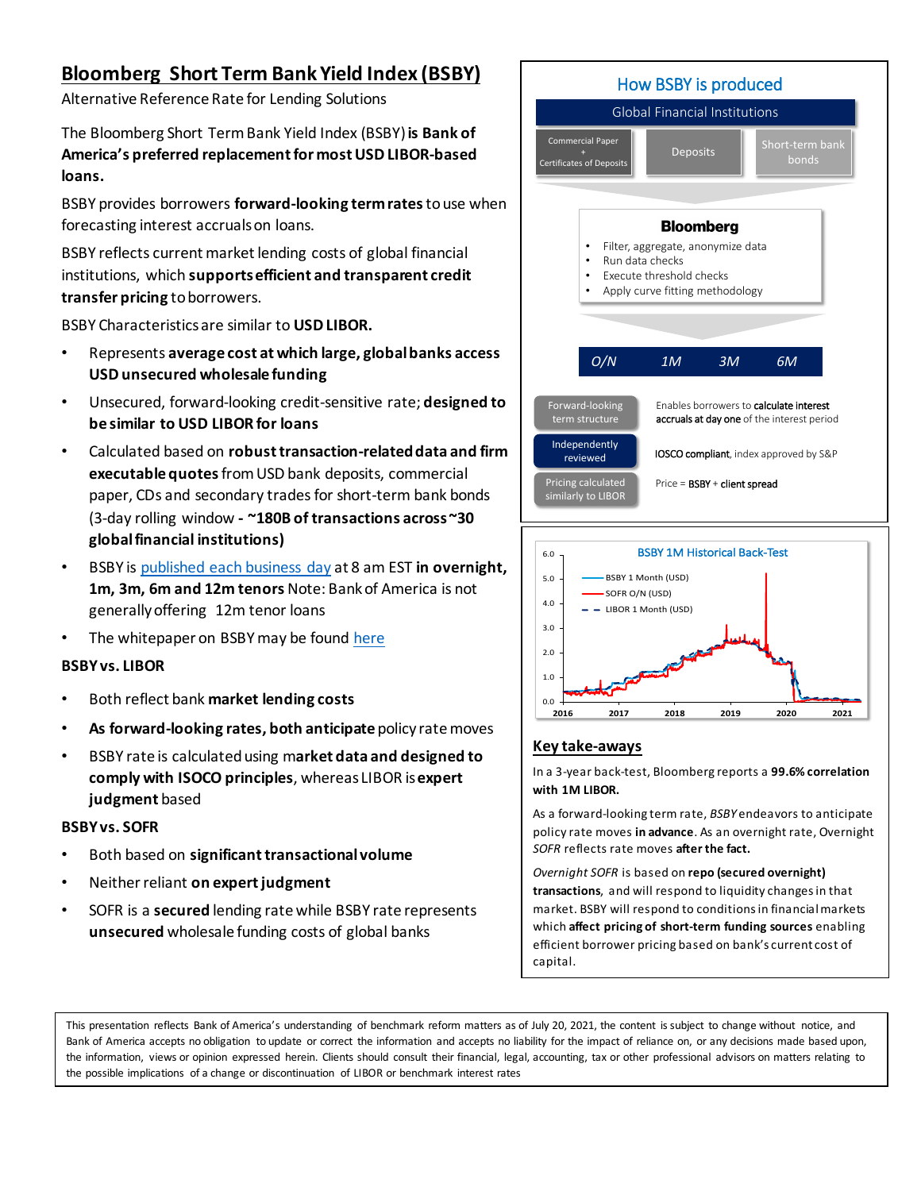# Bloomberg Short Term Bank Yield Index (BSBY)

Alternative Reference Rate for Lending Solutions

The Bloomberg Short Term Bank Yield Index (BSBY) **is Bank of America's preferred replacement for most USD LIBOR-based loans.**

BSBY provides borrowers **forward-looking term rates** to use when forecasting interest accruals on loans.

BSBY reflects current market lending costs of global financial institutions, which **supports efficient and transparent credit transfer pricing** to borrowers.

BSBY Characteristics are similar to **USD LIBOR.**

- Represents **average cost at which large, global banks access USD unsecured wholesale funding**
- Unsecured, forward-looking credit-sensitive rate; **designed to be similar to USD LIBOR for loans**
- Calculated based on **robust transaction-related data and firm executable quotes** from USD bank deposits, commercial paper, CDs and secondary trades for short-term bank bonds (3-day rolling window **- ~180B of transactions across ~30 global financial institutions)**
- BSBY is published each business day at 8 am EST **in overnight, 1m, 3m, 6m and 12m tenors** Note: Bank of America is not generally offering 12m tenor loans
- The whitepaper on BSBY may be found here

**BSBY vs. LIBOR**

- Both reflect bank **market lending costs**
- **As forward-looking rates, both anticipate** policy rate moves
- BSBY rate is calculated using m**arket data and designed to comply with ISCO principles**, whereas LIBOR is **expert judgment** based

**BSBY vs. SOFR**

- Both based on **significant transactional volume**
- Neither reliant **on expert judgment**
- SOFR is a **secured** lending rate while BSBY rate represents **unsecured** wholesale funding costs of global banks

## How BSBY is produced

Global Financial Institutions

- Commercial Paper + Certificates of Deposits
- Deposits
- Short-term bank bonds

**Bloomberg**

- Filter, aggregate, anonymize data
- Run data checks
- Execute threshold checks
- Apply curve fitting methodology

*O/N* | *1M* | *3M* | *6M*

| | |
|---|---|
| Forward-looking term structure | Enables borrowers to **calculate interest accruals at day one** of the interest period |
| Independently reviewed | **IOSCO compliant**, index approved by S&P |
| Pricing calculated similarly to LIBOR | Price = **BSBY** + **client spread** |

BSBY 1M Historical Back-Test

(Legend: BSBY 1 Month (USD); SOFR O/N (USD); LIBOR 1 Month (USD). Y-axis 0.0–6.0; X-axis 2016–2021)

## Key take-aways

In a 3-year back-test, Bloomberg reports a **99.6% correlation with 1M LIBOR.**

As a forward-looking term rate, *BSBY* endeavors to anticipate policy rate moves **in advance**. As an overnight rate, Overnight *SOFR* reflects rate moves **after the fact.**

*Overnight SOFR* is based on **repo (secured overnight) transactions**, and will respond to liquidity changes in that market. BSBY will respond to conditions in financial markets which **affect pricing of short-term funding sources** enabling efficient borrower pricing based on bank's current cost of capital.

This presentation reflects Bank of America's understanding of benchmark reform matters as of July 20, 2021, the content is subject to change without notice, and Bank of America accepts no obligation to update or correct the information and accepts no liability for the impact of reliance on, or any decisions made based upon, the information, views or opinion expressed herein. Clients should consult their financial, legal, accounting, tax or other professional advisors on matters relating to the possible implications of a change or discontinuation of LIBOR or benchmark interest rates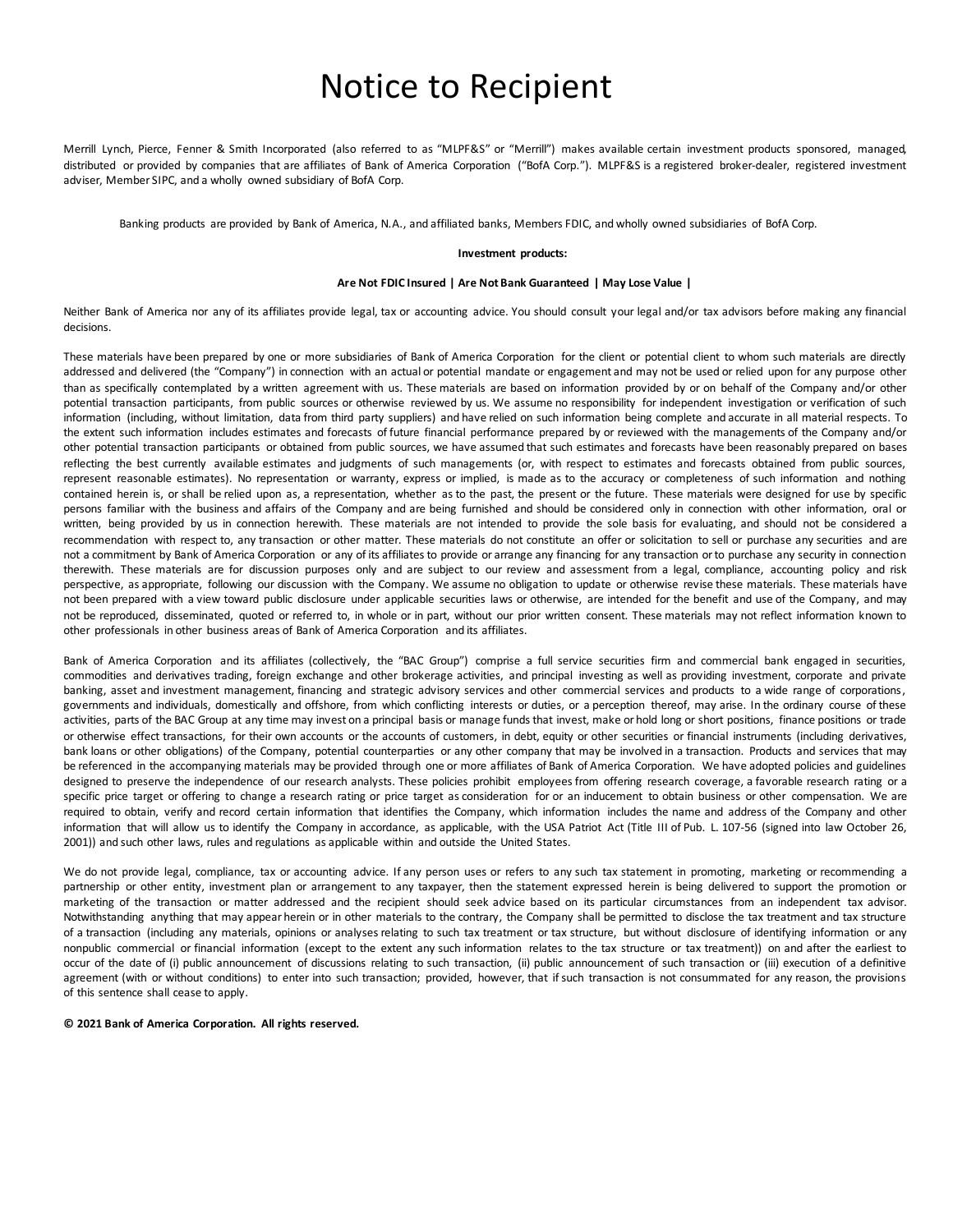# Notice to Recipient

Merrill Lynch, Pierce, Fenner & Smith Incorporated (also referred to as "MLPF&S" or "Merrill") makes available certain investment products sponsored, managed, distributed or provided by companies that are affiliates of Bank of America Corporation ("BofA Corp."). MLPF&S is a registered broker-dealer, registered investment adviser, Member SIPC, and a wholly owned subsidiary of BofA Corp.

Banking products are provided by Bank of America, N.A., and affiliated banks, Members FDIC, and wholly owned subsidiaries of BofA Corp.

**Investment products:**

**Are Not FDIC Insured | Are Not Bank Guaranteed | May Lose Value |**

Neither Bank of America nor any of its affiliates provide legal, tax or accounting advice. You should consult your legal and/or tax advisors before making any financial decisions.

These materials have been prepared by one or more subsidiaries of Bank of America Corporation for the client or potential client to whom such materials are directly addressed and delivered (the "Company") in connection with an actual or potential mandate or engagement and may not be used or relied upon for any purpose other than as specifically contemplated by a written agreement with us. These materials are based on information provided by or on behalf of the Company and/or other potential transaction participants, from public sources or otherwise reviewed by us. We assume no responsibility for independent investigation or verification of such information (including, without limitation, data from third party suppliers) and have relied on such information being complete and accurate in all material respects. To the extent such information includes estimates and forecasts of future financial performance prepared by or reviewed with the managements of the Company and/or other potential transaction participants or obtained from public sources, we have assumed that such estimates and forecasts have been reasonably prepared on bases reflecting the best currently available estimates and judgments of such managements (or, with respect to estimates and forecasts obtained from public sources, represent reasonable estimates). No representation or warranty, express or implied, is made as to the accuracy or completeness of such information and nothing contained herein is, or shall be relied upon as, a representation, whether as to the past, the present or the future. These materials were designed for use by specific persons familiar with the business and affairs of the Company and are being furnished and should be considered only in connection with other information, oral or written, being provided by us in connection herewith. These materials are not intended to provide the sole basis for evaluating, and should not be considered a recommendation with respect to, any transaction or other matter. These materials do not constitute an offer or solicitation to sell or purchase any securities and are not a commitment by Bank of America Corporation or any of its affiliates to provide or arrange any financing for any transaction or to purchase any security in connection therewith. These materials are for discussion purposes only and are subject to our review and assessment from a legal, compliance, accounting policy and risk perspective, as appropriate, following our discussion with the Company. We assume no obligation to update or otherwise revise these materials. These materials have not been prepared with a view toward public disclosure under applicable securities laws or otherwise, are intended for the benefit and use of the Company, and may not be reproduced, disseminated, quoted or referred to, in whole or in part, without our prior written consent. These materials may not reflect information known to other professionals in other business areas of Bank of America Corporation and its affiliates.

Bank of America Corporation and its affiliates (collectively, the "BAC Group") comprise a full service securities firm and commercial bank engaged in securities, commodities and derivatives trading, foreign exchange and other brokerage activities, and principal investing as well as providing investment, corporate and private banking, asset and investment management, financing and strategic advisory services and other commercial services and products to a wide range of corporations, governments and individuals, domestically and offshore, from which conflicting interests or duties, or a perception thereof, may arise. In the ordinary course of these activities, parts of the BAC Group at any time may invest on a principal basis or manage funds that invest, make or hold long or short positions, finance positions or trade or otherwise effect transactions, for their own accounts or the accounts of customers, in debt, equity or other securities or financial instruments (including derivatives, bank loans or other obligations) of the Company, potential counterparties or any other company that may be involved in a transaction. Products and services that may be referenced in the accompanying materials may be provided through one or more affiliates of Bank of America Corporation. We have adopted policies and guidelines designed to preserve the independence of our research analysts. These policies prohibit employees from offering research coverage, a favorable research rating or a specific price target or offering to change a research rating or price target as consideration for or an inducement to obtain business or other compensation. We are required to obtain, verify and record certain information that identifies the Company, which information includes the name and address of the Company and other information that will allow us to identify the Company in accordance, as applicable, with the USA Patriot Act (Title III of Pub. L. 107-56 (signed into law October 26, 2001)) and such other laws, rules and regulations as applicable within and outside the United States.

We do not provide legal, compliance, tax or accounting advice. If any person uses or refers to any such tax statement in promoting, marketing or recommending a partnership or other entity, investment plan or arrangement to any taxpayer, then the statement expressed herein is being delivered to support the promotion or marketing of the transaction or matter addressed and the recipient should seek advice based on its particular circumstances from an independent tax advisor. Notwithstanding anything that may appear herein or in other materials to the contrary, the Company shall be permitted to disclose the tax treatment and tax structure of a transaction (including any materials, opinions or analyses relating to such tax treatment or tax structure, but without disclosure of identifying information or any nonpublic commercial or financial information (except to the extent any such information relates to the tax structure or tax treatment)) on and after the earliest to occur of the date of (i) public announcement of discussions relating to such transaction, (ii) public announcement of such transaction or (iii) execution of a definitive agreement (with or without conditions) to enter into such transaction; provided, however, that if such transaction is not consummated for any reason, the provisions of this sentence shall cease to apply.

**© 2021 Bank of America Corporation. All rights reserved.**